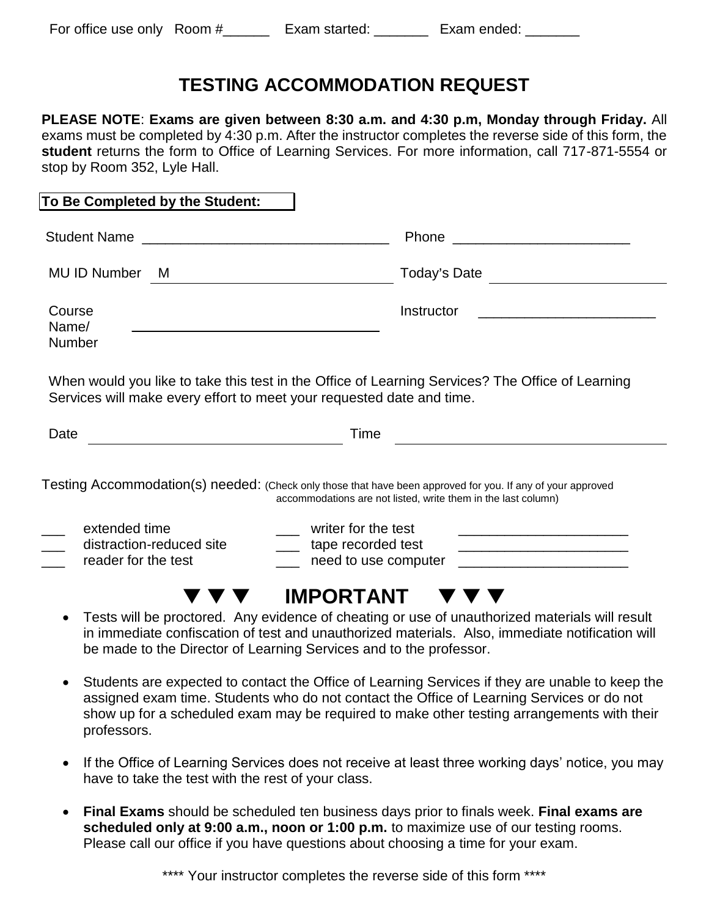For office use only Room #______ Exam started: _______ Exam ended: _______

# TESTING ACCOMMODATION REQUEST

**PLEASE NOTE**: **Exams are given between 8:30 a.m. and 4:30 p.m, Monday through Friday.** All exams must be completed by 4:30 p.m. After the instructor completes the reverse side of this form, the **student** returns the form to Office of Learning Services. For more information, call 717-871-5554 or stop by Room 352, Lyle Hall.

**To Be Completed by the Student:**

Student Name ________________________________ Phone ______________________

MU ID Number M ______________________________ Today's Date ______________________

Course Name/ Number ______________________________ Instructor ______________________

When would you like to take this test in the Office of Learning Services? The Office of Learning Services will make every effort to meet your requested date and time.

Date ______________________________ Time ______________________________

Testing Accommodation(s) needed: (Check only those that have been approved for you. If any of your approved accommodations are not listed, write them in the last column)

| | | |
|---|---|---|
| ___ extended time | ___ writer for the test | ______________________ |
| ___ distraction-reduced site | ___ tape recorded test | ______________________ |
| ___ reader for the test | ___ need to use computer | ______________________ |

## ▼▼▼ IMPORTANT ▼▼▼

- Tests will be proctored. Any evidence of cheating or use of unauthorized materials will result in immediate confiscation of test and unauthorized materials. Also, immediate notification will be made to the Director of Learning Services and to the professor.

- Students are expected to contact the Office of Learning Services if they are unable to keep the assigned exam time. Students who do not contact the Office of Learning Services or do not show up for a scheduled exam may be required to make other testing arrangements with their professors.

- If the Office of Learning Services does not receive at least three working days' notice, you may have to take the test with the rest of your class.

- **Final Exams** should be scheduled ten business days prior to finals week. **Final exams are scheduled only at 9:00 a.m., noon or 1:00 p.m.** to maximize use of our testing rooms. Please call our office if you have questions about choosing a time for your exam.

**** Your instructor completes the reverse side of this form ****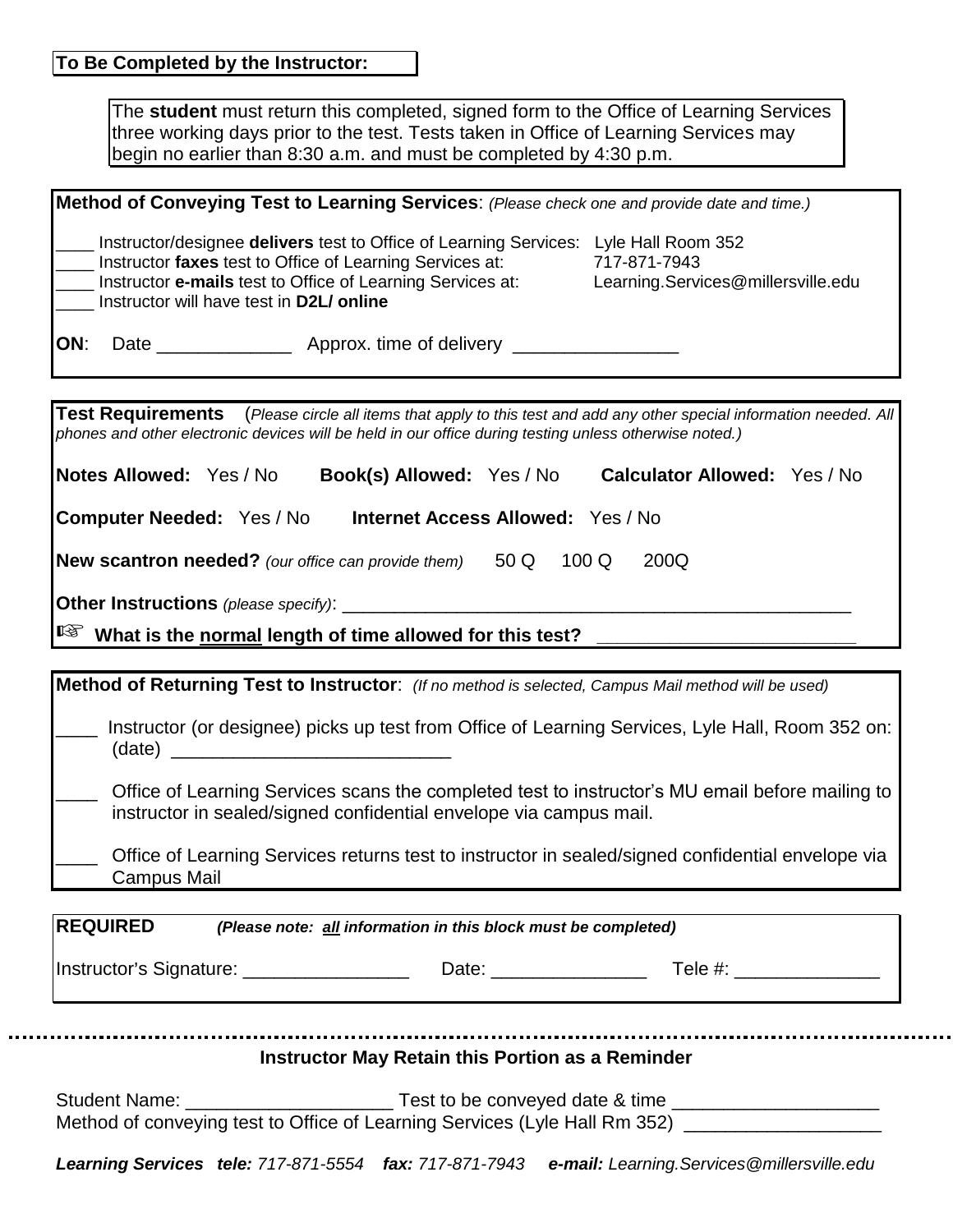**To Be Completed by the Instructor:**

The **student** must return this completed, signed form to the Office of Learning Services three working days prior to the test. Tests taken in Office of Learning Services may begin no earlier than 8:30 a.m. and must be completed by 4:30 p.m.

**Method of Conveying Test to Learning Services**: *(Please check one and provide date and time.)*

____ Instructor/designee **delivers** test to Office of Learning Services: Lyle Hall Room 352
____ Instructor **faxes** test to Office of Learning Services at: 717-871-7943
____ Instructor **e-mails** test to Office of Learning Services at: Learning.Services@millersville.edu
____ Instructor will have test in **D2L/ online**

**ON**: Date _____________ Approx. time of delivery ________________

**Test Requirements** (*Please circle all items that apply to this test and add any other special information needed. All phones and other electronic devices will be held in our office during testing unless otherwise noted.)*

**Notes Allowed:** Yes / No **Book(s) Allowed:** Yes / No **Calculator Allowed:** Yes / No

**Computer Needed:** Yes / No **Internet Access Allowed:** Yes / No

**New scantron needed?** *(our office can provide them)* 50 Q 100 Q 200Q

**Other Instructions** *(please specify)*: _____________________________________________________

☞ **What is the normal length of time allowed for this test?** _________________________

**Method of Returning Test to Instructor**: *(If no method is selected, Campus Mail method will be used)*

____ Instructor (or designee) picks up test from Office of Learning Services, Lyle Hall, Room 352 on: (date) ___________________________

____ Office of Learning Services scans the completed test to instructor's MU email before mailing to instructor in sealed/signed confidential envelope via campus mail.

____ Office of Learning Services returns test to instructor in sealed/signed confidential envelope via Campus Mail

**REQUIRED** ***(Please note: all information in this block must be completed)***

Instructor's Signature: ________________ Date: _______________ Tele #: ______________

**Instructor May Retain this Portion as a Reminder**

Student Name: ____________________ Test to be conveyed date & time ____________________
Method of conveying test to Office of Learning Services (Lyle Hall Rm 352) ___________________

***Learning Services tele:*** *717-871-5554* ***fax:*** *717-871-7943* ***e-mail:*** *Learning.Services@millersville.edu*